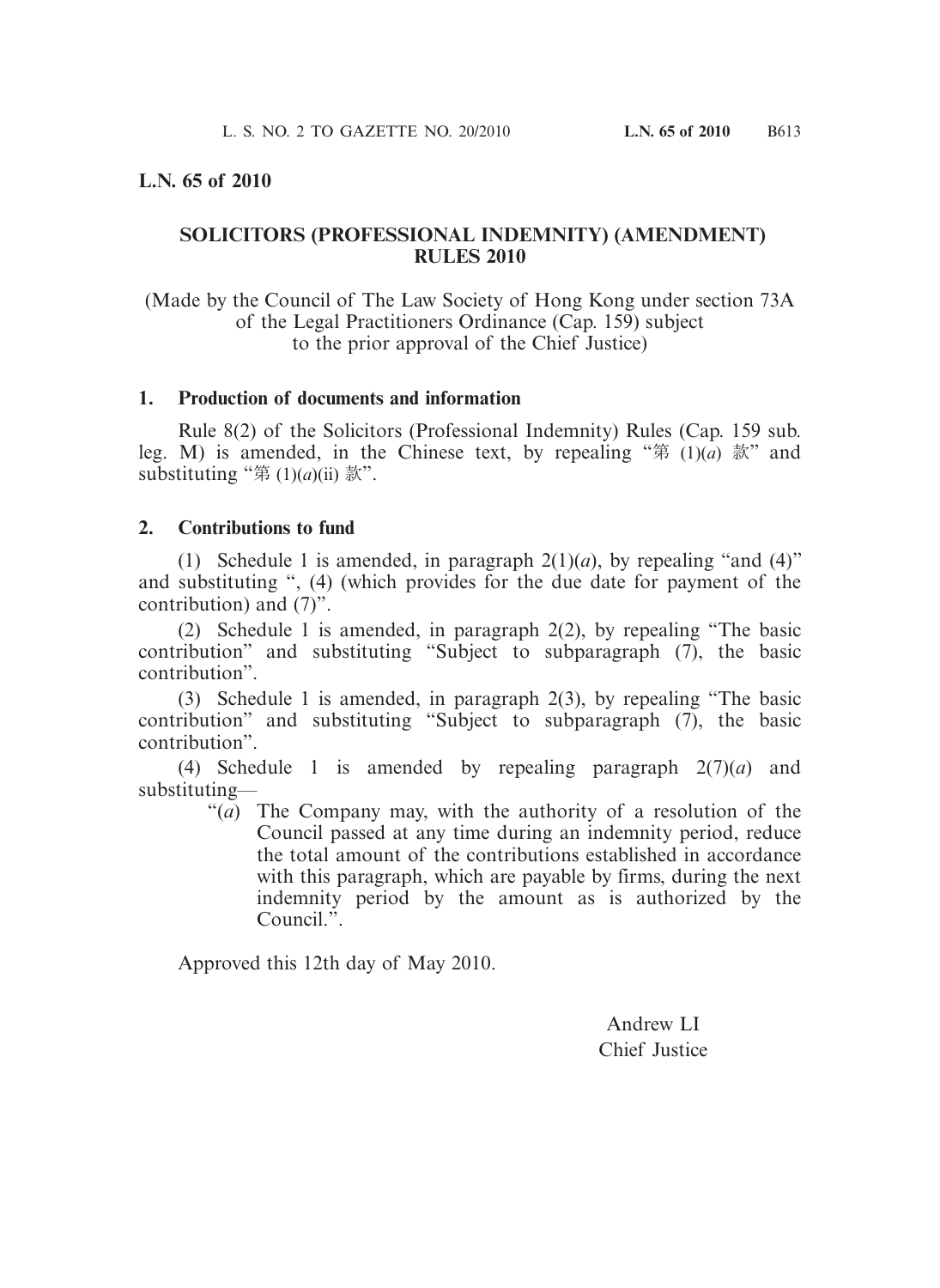**L.N. 65 of 2010**

## SOLICITORS (PROFESSIONAL INDEMNITY) (AMENDMENT) RULES 2010

(Made by the Council of The Law Society of Hong Kong under section 73A of the Legal Practitioners Ordinance (Cap. 159) subject to the prior approval of the Chief Justice)

### 1. Production of documents and information

Rule 8(2) of the Solicitors (Professional Indemnity) Rules (Cap. 159 sub. leg. M) is amended, in the Chinese text, by repealing "第 (1)(*a*) 款" and substituting "第 (1)(*a*)(ii) 款".

### 2. Contributions to fund

(1) Schedule 1 is amended, in paragraph 2(1)(*a*), by repealing "and (4)" and substituting ", (4) (which provides for the due date for payment of the contribution) and (7)".

(2) Schedule 1 is amended, in paragraph 2(2), by repealing "The basic contribution" and substituting "Subject to subparagraph (7), the basic contribution".

(3) Schedule 1 is amended, in paragraph 2(3), by repealing "The basic contribution" and substituting "Subject to subparagraph (7), the basic contribution".

(4) Schedule 1 is amended by repealing paragraph 2(7)(*a*) and substituting—

"(*a*) The Company may, with the authority of a resolution of the Council passed at any time during an indemnity period, reduce the total amount of the contributions established in accordance with this paragraph, which are payable by firms, during the next indemnity period by the amount as is authorized by the Council.".

Approved this 12th day of May 2010.

Andrew LI
Chief Justice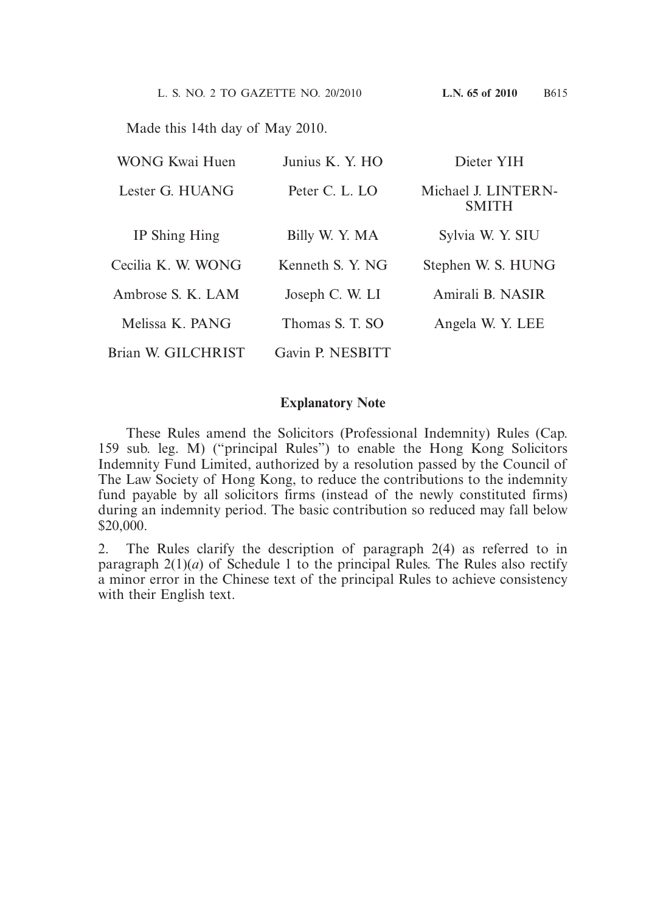Made this 14th day of May 2010.

| | | |
|---|---|---|
| WONG Kwai Huen | Junius K. Y. HO | Dieter YIH |
| Lester G. HUANG | Peter C. L. LO | Michael J. LINTERN-SMITH |
| IP Shing Hing | Billy W. Y. MA | Sylvia W. Y. SIU |
| Cecilia K. W. WONG | Kenneth S. Y. NG | Stephen W. S. HUNG |
| Ambrose S. K. LAM | Joseph C. W. LI | Amirali B. NASIR |
| Melissa K. PANG | Thomas S. T. SO | Angela W. Y. LEE |
| Brian W. GILCHRIST | Gavin P. NESBITT | |

## Explanatory Note

These Rules amend the Solicitors (Professional Indemnity) Rules (Cap. 159 sub. leg. M) ("principal Rules") to enable the Hong Kong Solicitors Indemnity Fund Limited, authorized by a resolution passed by the Council of The Law Society of Hong Kong, to reduce the contributions to the indemnity fund payable by all solicitors firms (instead of the newly constituted firms) during an indemnity period. The basic contribution so reduced may fall below $20,000.

2. The Rules clarify the description of paragraph 2(4) as referred to in paragraph 2(1)(*a*) of Schedule 1 to the principal Rules. The Rules also rectify a minor error in the Chinese text of the principal Rules to achieve consistency with their English text.